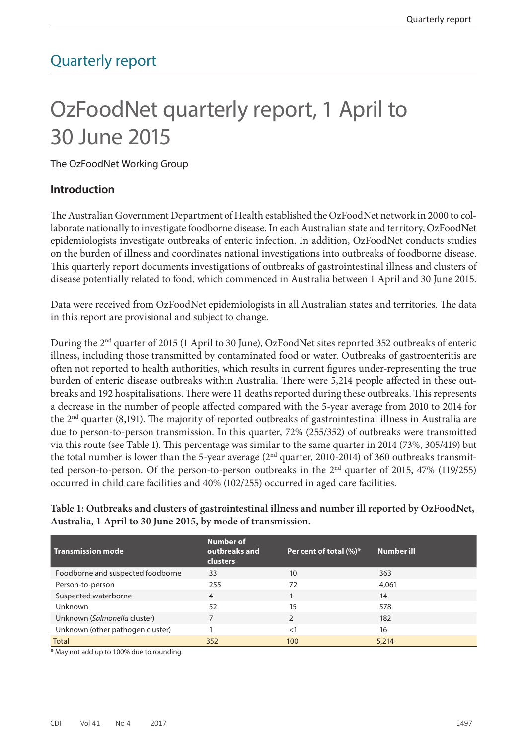# Quarterly report

# OzFoodNet quarterly report, 1 April to 30 June 2015

The OzFoodNet Working Group

## Introduction

The Australian Government Department of Health established the OzFoodNet network in 2000 to collaborate nationally to investigate foodborne disease. In each Australian state and territory, OzFoodNet epidemiologists investigate outbreaks of enteric infection. In addition, OzFoodNet conducts studies on the burden of illness and coordinates national investigations into outbreaks of foodborne disease. This quarterly report documents investigations of outbreaks of gastrointestinal illness and clusters of disease potentially related to food, which commenced in Australia between 1 April and 30 June 2015.

Data were received from OzFoodNet epidemiologists in all Australian states and territories. The data in this report are provisional and subject to change.

During the 2nd quarter of 2015 (1 April to 30 June), OzFoodNet sites reported 352 outbreaks of enteric illness, including those transmitted by contaminated food or water. Outbreaks of gastroenteritis are often not reported to health authorities, which results in current figures under-representing the true burden of enteric disease outbreaks within Australia. There were 5,214 people affected in these outbreaks and 192 hospitalisations. There were 11 deaths reported during these outbreaks. This represents a decrease in the number of people affected compared with the 5-year average from 2010 to 2014 for the 2nd quarter (8,191). The majority of reported outbreaks of gastrointestinal illness in Australia are due to person-to-person transmission. In this quarter, 72% (255/352) of outbreaks were transmitted via this route (see Table 1). This percentage was similar to the same quarter in 2014 (73%, 305/419) but the total number is lower than the 5-year average (2nd quarter, 2010-2014) of 360 outbreaks transmitted person-to-person. Of the person-to-person outbreaks in the 2nd quarter of 2015, 47% (119/255) occurred in child care facilities and 40% (102/255) occurred in aged care facilities.

**Table 1: Outbreaks and clusters of gastrointestinal illness and number ill reported by OzFoodNet, Australia, 1 April to 30 June 2015, by mode of transmission.**

| Transmission mode | Number of outbreaks and clusters | Per cent of total (%)* | Number ill |
|---|---|---|---|
| Foodborne and suspected foodborne | 33 | 10 | 363 |
| Person-to-person | 255 | 72 | 4,061 |
| Suspected waterborne | 4 | 1 | 14 |
| Unknown | 52 | 15 | 578 |
| Unknown (*Salmonella* cluster) | 7 | 2 | 182 |
| Unknown (other pathogen cluster) | 1 | <1 | 16 |
| Total | 352 | 100 | 5,214 |

* May not add up to 100% due to rounding.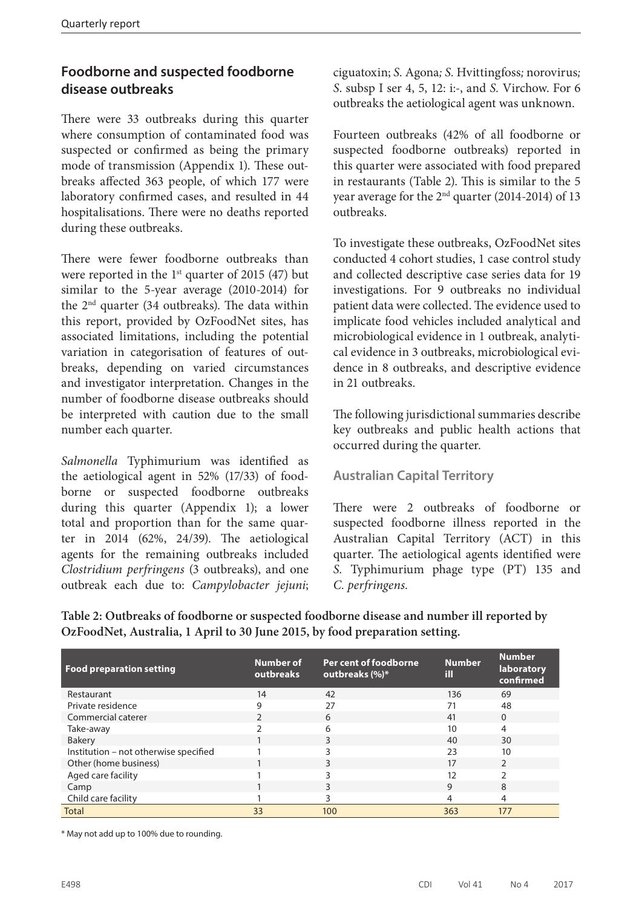## Foodborne and suspected foodborne disease outbreaks

There were 33 outbreaks during this quarter where consumption of contaminated food was suspected or confirmed as being the primary mode of transmission (Appendix 1). These outbreaks affected 363 people, of which 177 were laboratory confirmed cases, and resulted in 44 hospitalisations. There were no deaths reported during these outbreaks.

There were fewer foodborne outbreaks than were reported in the 1st quarter of 2015 (47) but similar to the 5-year average (2010-2014) for the 2nd quarter (34 outbreaks). The data within this report, provided by OzFoodNet sites, has associated limitations, including the potential variation in categorisation of features of outbreaks, depending on varied circumstances and investigator interpretation. Changes in the number of foodborne disease outbreaks should be interpreted with caution due to the small number each quarter.

*Salmonella* Typhimurium was identified as the aetiological agent in 52% (17/33) of foodborne or suspected foodborne outbreaks during this quarter (Appendix 1); a lower total and proportion than for the same quarter in 2014 (62%, 24/39). The aetiological agents for the remaining outbreaks included *Clostridium perfringens* (3 outbreaks), and one outbreak each due to: *Campylobacter jejuni*; ciguatoxin; *S.* Agona; *S.* Hvittingfoss; norovirus; *S.* subsp I ser 4, 5, 12: i:-, and *S.* Virchow. For 6 outbreaks the aetiological agent was unknown.

Fourteen outbreaks (42% of all foodborne or suspected foodborne outbreaks) reported in this quarter were associated with food prepared in restaurants (Table 2). This is similar to the 5 year average for the 2nd quarter (2014-2014) of 13 outbreaks.

To investigate these outbreaks, OzFoodNet sites conducted 4 cohort studies, 1 case control study and collected descriptive case series data for 19 investigations. For 9 outbreaks no individual patient data were collected. The evidence used to implicate food vehicles included analytical and microbiological evidence in 1 outbreak, analytical evidence in 3 outbreaks, microbiological evidence in 8 outbreaks, and descriptive evidence in 21 outbreaks.

The following jurisdictional summaries describe key outbreaks and public health actions that occurred during the quarter.

### Australian Capital Territory

There were 2 outbreaks of foodborne or suspected foodborne illness reported in the Australian Capital Territory (ACT) in this quarter. The aetiological agents identified were *S.* Typhimurium phage type (PT) 135 and *C. perfringens*.

**Table 2: Outbreaks of foodborne or suspected foodborne disease and number ill reported by OzFoodNet, Australia, 1 April to 30 June 2015, by food preparation setting.**

| Food preparation setting | Number of outbreaks | Per cent of foodborne outbreaks (%)* | Number ill | Number laboratory confirmed |
|---|---|---|---|---|
| Restaurant | 14 | 42 | 136 | 69 |
| Private residence | 9 | 27 | 71 | 48 |
| Commercial caterer | 2 | 6 | 41 | 0 |
| Take-away | 2 | 6 | 10 | 4 |
| Bakery | 1 | 3 | 40 | 30 |
| Institution – not otherwise specified | 1 | 3 | 23 | 10 |
| Other (home business) | 1 | 3 | 17 | 2 |
| Aged care facility | 1 | 3 | 12 | 2 |
| Camp | 1 | 3 | 9 | 8 |
| Child care facility | 1 | 3 | 4 | 4 |
| Total | 33 | 100 | 363 | 177 |

\* May not add up to 100% due to rounding.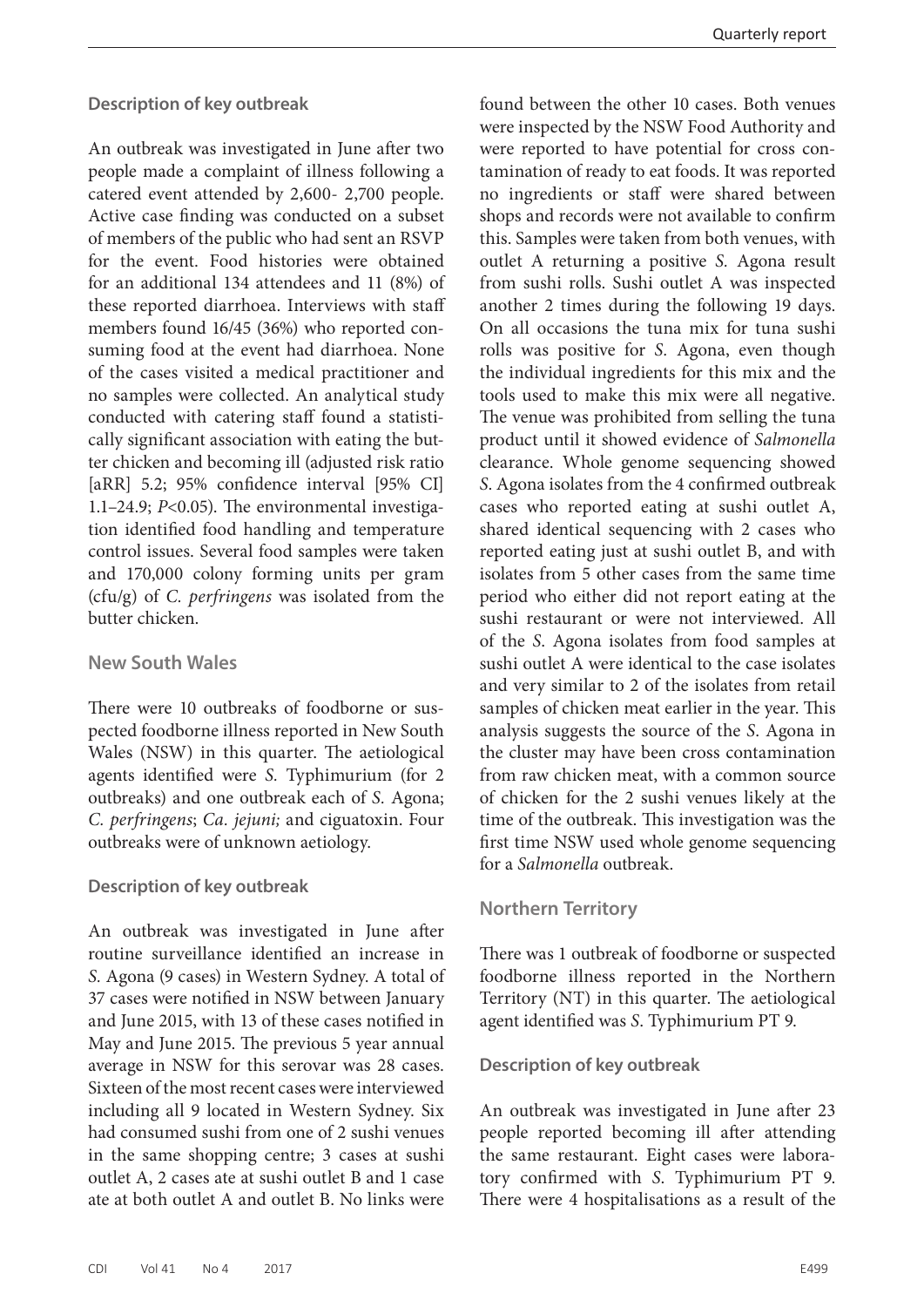### Description of key outbreak

An outbreak was investigated in June after two people made a complaint of illness following a catered event attended by 2,600- 2,700 people. Active case finding was conducted on a subset of members of the public who had sent an RSVP for the event. Food histories were obtained for an additional 134 attendees and 11 (8%) of these reported diarrhoea. Interviews with staff members found 16/45 (36%) who reported consuming food at the event had diarrhoea. None of the cases visited a medical practitioner and no samples were collected. An analytical study conducted with catering staff found a statistically significant association with eating the butter chicken and becoming ill (adjusted risk ratio [aRR] 5.2; 95% confidence interval [95% CI] 1.1–24.9; $P<0.05$). The environmental investigation identified food handling and temperature control issues. Several food samples were taken and 170,000 colony forming units per gram (cfu/g) of *C. perfringens* was isolated from the butter chicken.

## New South Wales

There were 10 outbreaks of foodborne or suspected foodborne illness reported in New South Wales (NSW) in this quarter. The aetiological agents identified were *S.* Typhimurium (for 2 outbreaks) and one outbreak each of *S.* Agona; *C. perfringens*; *Ca. jejuni;* and ciguatoxin. Four outbreaks were of unknown aetiology.

### Description of key outbreak

An outbreak was investigated in June after routine surveillance identified an increase in *S.* Agona (9 cases) in Western Sydney. A total of 37 cases were notified in NSW between January and June 2015, with 13 of these cases notified in May and June 2015. The previous 5 year annual average in NSW for this serovar was 28 cases. Sixteen of the most recent cases were interviewed including all 9 located in Western Sydney. Six had consumed sushi from one of 2 sushi venues in the same shopping centre; 3 cases at sushi outlet A, 2 cases ate at sushi outlet B and 1 case ate at both outlet A and outlet B. No links were found between the other 10 cases. Both venues were inspected by the NSW Food Authority and were reported to have potential for cross contamination of ready to eat foods. It was reported no ingredients or staff were shared between shops and records were not available to confirm this. Samples were taken from both venues, with outlet A returning a positive *S.* Agona result from sushi rolls. Sushi outlet A was inspected another 2 times during the following 19 days. On all occasions the tuna mix for tuna sushi rolls was positive for *S.* Agona, even though the individual ingredients for this mix and the tools used to make this mix were all negative. The venue was prohibited from selling the tuna product until it showed evidence of *Salmonella* clearance. Whole genome sequencing showed *S.* Agona isolates from the 4 confirmed outbreak cases who reported eating at sushi outlet A, shared identical sequencing with 2 cases who reported eating just at sushi outlet B, and with isolates from 5 other cases from the same time period who either did not report eating at the sushi restaurant or were not interviewed. All of the *S.* Agona isolates from food samples at sushi outlet A were identical to the case isolates and very similar to 2 of the isolates from retail samples of chicken meat earlier in the year. This analysis suggests the source of the *S.* Agona in the cluster may have been cross contamination from raw chicken meat, with a common source of chicken for the 2 sushi venues likely at the time of the outbreak. This investigation was the first time NSW used whole genome sequencing for a *Salmonella* outbreak.

## Northern Territory

There was 1 outbreak of foodborne or suspected foodborne illness reported in the Northern Territory (NT) in this quarter. The aetiological agent identified was *S.* Typhimurium PT 9.

### Description of key outbreak

An outbreak was investigated in June after 23 people reported becoming ill after attending the same restaurant. Eight cases were laboratory confirmed with *S.* Typhimurium PT 9. There were 4 hospitalisations as a result of the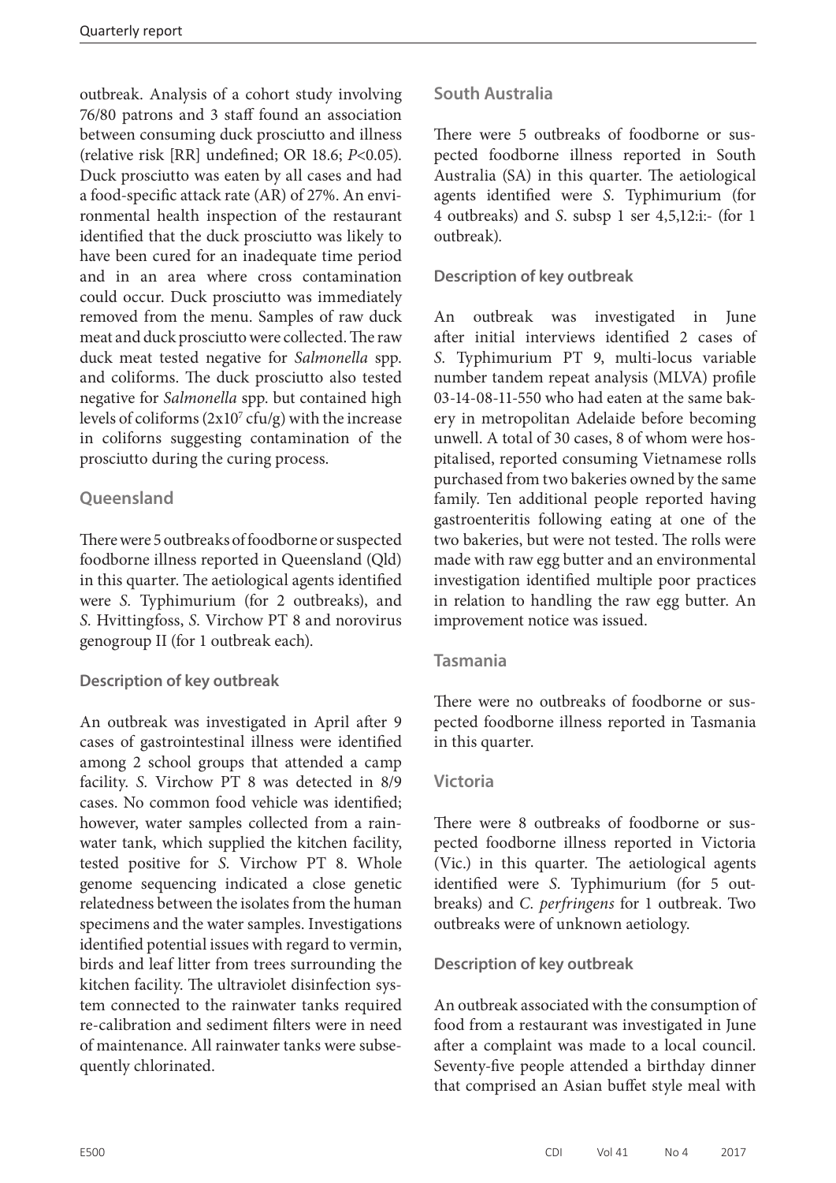outbreak. Analysis of a cohort study involving 76/80 patrons and 3 staff found an association between consuming duck prosciutto and illness (relative risk [RR] undefined; OR 18.6; $P<0.05$). Duck prosciutto was eaten by all cases and had a food-specific attack rate (AR) of 27%. An environmental health inspection of the restaurant identified that the duck prosciutto was likely to have been cured for an inadequate time period and in an area where cross contamination could occur. Duck prosciutto was immediately removed from the menu. Samples of raw duck meat and duck prosciutto were collected. The raw duck meat tested negative for *Salmonella* spp. and coliforms. The duck prosciutto also tested negative for *Salmonella* spp. but contained high levels of coliforms ($2x10^7$ cfu/g) with the increase in coliforns suggesting contamination of the prosciutto during the curing process.

## Queensland

There were 5 outbreaks of foodborne or suspected foodborne illness reported in Queensland (Qld) in this quarter. The aetiological agents identified were *S.* Typhimurium (for 2 outbreaks), and *S.* Hvittingfoss, *S.* Virchow PT 8 and norovirus genogroup II (for 1 outbreak each).

### Description of key outbreak

An outbreak was investigated in April after 9 cases of gastrointestinal illness were identified among 2 school groups that attended a camp facility. *S.* Virchow PT 8 was detected in 8/9 cases. No common food vehicle was identified; however, water samples collected from a rainwater tank, which supplied the kitchen facility, tested positive for *S.* Virchow PT 8. Whole genome sequencing indicated a close genetic relatedness between the isolates from the human specimens and the water samples. Investigations identified potential issues with regard to vermin, birds and leaf litter from trees surrounding the kitchen facility. The ultraviolet disinfection system connected to the rainwater tanks required re-calibration and sediment filters were in need of maintenance. All rainwater tanks were subsequently chlorinated.

## South Australia

There were 5 outbreaks of foodborne or suspected foodborne illness reported in South Australia (SA) in this quarter. The aetiological agents identified were *S.* Typhimurium (for 4 outbreaks) and *S.* subsp 1 ser 4,5,12:i:- (for 1 outbreak).

### Description of key outbreak

An outbreak was investigated in June after initial interviews identified 2 cases of *S.* Typhimurium PT 9, multi-locus variable number tandem repeat analysis (MLVA) profile 03-14-08-11-550 who had eaten at the same bakery in metropolitan Adelaide before becoming unwell. A total of 30 cases, 8 of whom were hospitalised, reported consuming Vietnamese rolls purchased from two bakeries owned by the same family. Ten additional people reported having gastroenteritis following eating at one of the two bakeries, but were not tested. The rolls were made with raw egg butter and an environmental investigation identified multiple poor practices in relation to handling the raw egg butter. An improvement notice was issued.

## Tasmania

There were no outbreaks of foodborne or suspected foodborne illness reported in Tasmania in this quarter.

## Victoria

There were 8 outbreaks of foodborne or suspected foodborne illness reported in Victoria (Vic.) in this quarter. The aetiological agents identified were *S.* Typhimurium (for 5 outbreaks) and *C. perfringens* for 1 outbreak. Two outbreaks were of unknown aetiology.

### Description of key outbreak

An outbreak associated with the consumption of food from a restaurant was investigated in June after a complaint was made to a local council. Seventy-five people attended a birthday dinner that comprised an Asian buffet style meal with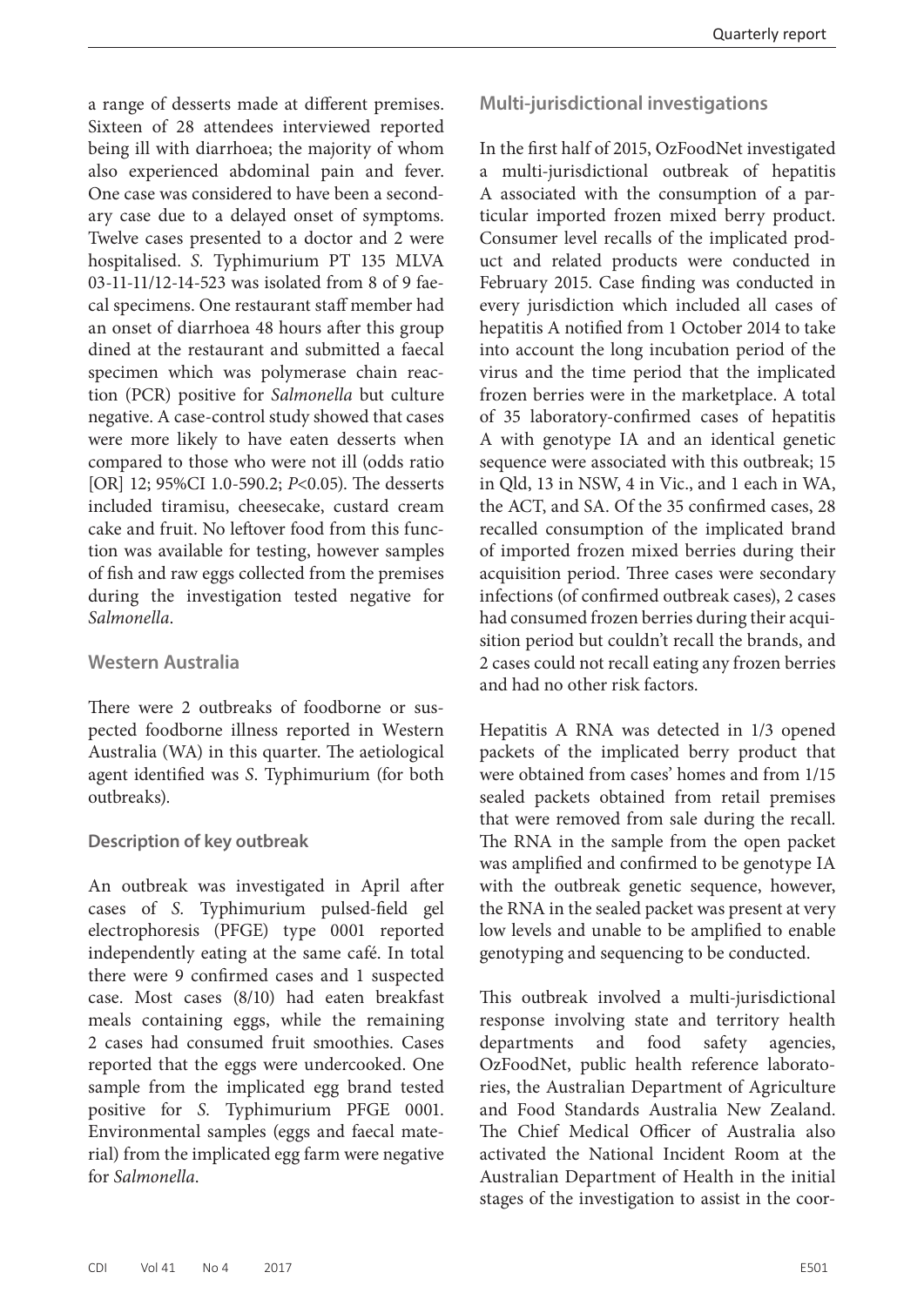a range of desserts made at different premises. Sixteen of 28 attendees interviewed reported being ill with diarrhoea; the majority of whom also experienced abdominal pain and fever. One case was considered to have been a secondary case due to a delayed onset of symptoms. Twelve cases presented to a doctor and 2 were hospitalised. *S.* Typhimurium PT 135 MLVA 03-11-11/12-14-523 was isolated from 8 of 9 faecal specimens. One restaurant staff member had an onset of diarrhoea 48 hours after this group dined at the restaurant and submitted a faecal specimen which was polymerase chain reaction (PCR) positive for *Salmonella* but culture negative. A case-control study showed that cases were more likely to have eaten desserts when compared to those who were not ill (odds ratio [OR] 12; 95%CI 1.0-590.2; $P<0.05$). The desserts included tiramisu, cheesecake, custard cream cake and fruit. No leftover food from this function was available for testing, however samples of fish and raw eggs collected from the premises during the investigation tested negative for *Salmonella*.

### Western Australia

There were 2 outbreaks of foodborne or suspected foodborne illness reported in Western Australia (WA) in this quarter. The aetiological agent identified was *S.* Typhimurium (for both outbreaks).

#### Description of key outbreak

An outbreak was investigated in April after cases of *S.* Typhimurium pulsed-field gel electrophoresis (PFGE) type 0001 reported independently eating at the same café. In total there were 9 confirmed cases and 1 suspected case. Most cases (8/10) had eaten breakfast meals containing eggs, while the remaining 2 cases had consumed fruit smoothies. Cases reported that the eggs were undercooked. One sample from the implicated egg brand tested positive for *S.* Typhimurium PFGE 0001. Environmental samples (eggs and faecal material) from the implicated egg farm were negative for *Salmonella*.

### Multi-jurisdictional investigations

In the first half of 2015, OzFoodNet investigated a multi-jurisdictional outbreak of hepatitis A associated with the consumption of a particular imported frozen mixed berry product. Consumer level recalls of the implicated product and related products were conducted in February 2015. Case finding was conducted in every jurisdiction which included all cases of hepatitis A notified from 1 October 2014 to take into account the long incubation period of the virus and the time period that the implicated frozen berries were in the marketplace. A total of 35 laboratory-confirmed cases of hepatitis A with genotype IA and an identical genetic sequence were associated with this outbreak; 15 in Qld, 13 in NSW, 4 in Vic., and 1 each in WA, the ACT, and SA. Of the 35 confirmed cases, 28 recalled consumption of the implicated brand of imported frozen mixed berries during their acquisition period. Three cases were secondary infections (of confirmed outbreak cases), 2 cases had consumed frozen berries during their acquisition period but couldn't recall the brands, and 2 cases could not recall eating any frozen berries and had no other risk factors.

Hepatitis A RNA was detected in 1/3 opened packets of the implicated berry product that were obtained from cases' homes and from 1/15 sealed packets obtained from retail premises that were removed from sale during the recall. The RNA in the sample from the open packet was amplified and confirmed to be genotype IA with the outbreak genetic sequence, however, the RNA in the sealed packet was present at very low levels and unable to be amplified to enable genotyping and sequencing to be conducted.

This outbreak involved a multi-jurisdictional response involving state and territory health departments and food safety agencies, OzFoodNet, public health reference laboratories, the Australian Department of Agriculture and Food Standards Australia New Zealand. The Chief Medical Officer of Australia also activated the National Incident Room at the Australian Department of Health in the initial stages of the investigation to assist in the coor-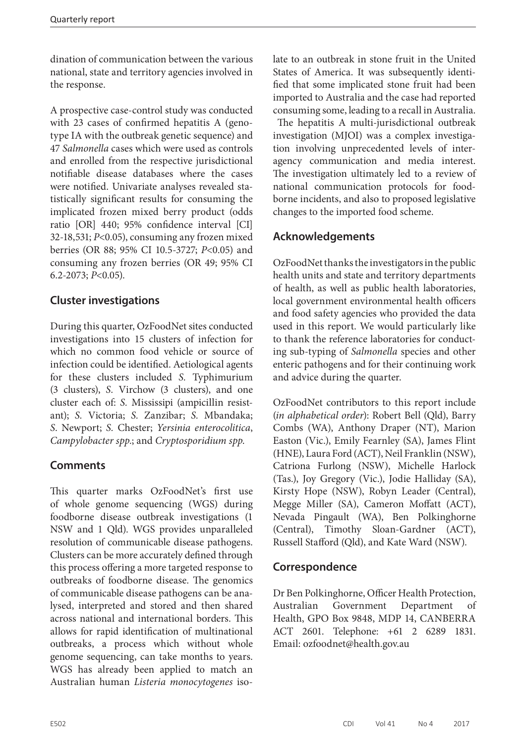dination of communication between the various national, state and territory agencies involved in the response.

A prospective case-control study was conducted with 23 cases of confirmed hepatitis A (genotype IA with the outbreak genetic sequence) and 47 *Salmonella* cases which were used as controls and enrolled from the respective jurisdictional notifiable disease databases where the cases were notified. Univariate analyses revealed statistically significant results for consuming the implicated frozen mixed berry product (odds ratio [OR] 440; 95% confidence interval [CI] 32-18,531; $P<0.05$), consuming any frozen mixed berries (OR 88; 95% CI 10.5-3727; $P<0.05$) and consuming any frozen berries (OR 49; 95% CI 6.2-2073; $P<0.05$).

## Cluster investigations

During this quarter, OzFoodNet sites conducted investigations into 15 clusters of infection for which no common food vehicle or source of infection could be identified. Aetiological agents for these clusters included *S.* Typhimurium (3 clusters), *S.* Virchow (3 clusters), and one cluster each of: *S.* Mississipi (ampicillin resistant); *S.* Victoria; *S.* Zanzibar; *S.* Mbandaka; *S.* Newport; *S.* Chester; *Yersinia enterocolitica*, *Campylobacter spp.*; and *Cryptosporidium spp.*

## Comments

This quarter marks OzFoodNet's first use of whole genome sequencing (WGS) during foodborne disease outbreak investigations (1 NSW and 1 Qld). WGS provides unparalleled resolution of communicable disease pathogens. Clusters can be more accurately defined through this process offering a more targeted response to outbreaks of foodborne disease. The genomics of communicable disease pathogens can be analysed, interpreted and stored and then shared across national and international borders. This allows for rapid identification of multinational outbreaks, a process which without whole genome sequencing, can take months to years. WGS has already been applied to match an Australian human *Listeria monocytogenes* isolate to an outbreak in stone fruit in the United States of America. It was subsequently identified that some implicated stone fruit had been imported to Australia and the case had reported consuming some, leading to a recall in Australia.

The hepatitis A multi-jurisdictional outbreak investigation (MJOI) was a complex investigation involving unprecedented levels of interagency communication and media interest. The investigation ultimately led to a review of national communication protocols for foodborne incidents, and also to proposed legislative changes to the imported food scheme.

## Acknowledgements

OzFoodNet thanks the investigators in the public health units and state and territory departments of health, as well as public health laboratories, local government environmental health officers and food safety agencies who provided the data used in this report. We would particularly like to thank the reference laboratories for conducting sub-typing of *Salmonella* species and other enteric pathogens and for their continuing work and advice during the quarter.

OzFoodNet contributors to this report include (*in alphabetical order*): Robert Bell (Qld), Barry Combs (WA), Anthony Draper (NT), Marion Easton (Vic.), Emily Fearnley (SA), James Flint (HNE), Laura Ford (ACT), Neil Franklin (NSW), Catriona Furlong (NSW), Michelle Harlock (Tas.), Joy Gregory (Vic.), Jodie Halliday (SA), Kirsty Hope (NSW), Robyn Leader (Central), Megge Miller (SA), Cameron Moffatt (ACT), Nevada Pingault (WA), Ben Polkinghorne (Central), Timothy Sloan-Gardner (ACT), Russell Stafford (Qld), and Kate Ward (NSW).

## Correspondence

Dr Ben Polkinghorne, Officer Health Protection, Australian Government Department of Health, GPO Box 9848, MDP 14, CANBERRA ACT 2601. Telephone: +61 2 6289 1831. Email: ozfoodnet@health.gov.au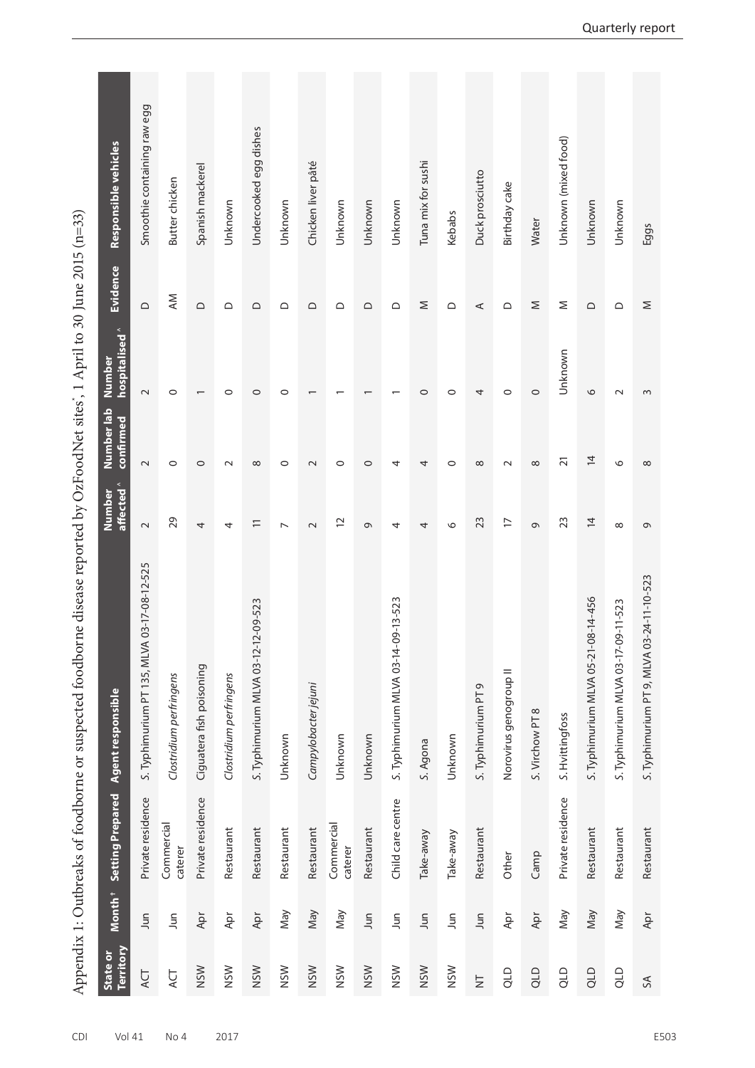# Appendix 1: Outbreaks of foodborne or suspected foodborne disease reported by OzFoodNet sites*, 1 April to 30 June 2015 (n=33)

| State or Territory | Month† | Setting Prepared | Agent responsible | Number affected^ | Number lab confirmed | Number hospitalised^ | Evidence | Responsible vehicles |
|---|---|---|---|---|---|---|---|---|
| ACT | Jun | Private residence | *S.* Typhimurium PT 135, MLVA 03-17-08-12-525 | 2 | 2 | 2 | D | Smoothie containing raw egg |
| ACT | Jun | Commercial caterer | *Clostridium perfringens* | 29 | 0 | 0 | AM | Butter chicken |
| NSW | Apr | Private residence | Ciguatera fish poisoning | 4 | 0 | 1 | D | Spanish mackerel |
| NSW | Apr | Restaurant | *Clostridium perfringens* | 4 | 2 | 0 | D | Unknown |
| NSW | Apr | Restaurant | *S.* Typhimurium MLVA 03-12-12-09-523 | 11 | 8 | 0 | D | Undercooked egg dishes |
| NSW | May | Restaurant | Unknown | 7 | 0 | 0 | D | Unknown |
| NSW | May | Restaurant | *Campylobacter jejuni* | 2 | 2 | 1 | D | Chicken liver pâté |
| NSW | May | Commercial caterer | Unknown | 12 | 0 | 1 | D | Unknown |
| NSW | Jun | Restaurant | Unknown | 9 | 0 | 1 | D | Unknown |
| NSW | Jun | Child care centre | *S.* Typhimurium MLVA 03-14-09-13-523 | 4 | 4 | 1 | D | Unknown |
| NSW | Jun | Take-away | *S.* Agona | 4 | 4 | 0 | M | Tuna mix for sushi |
| NSW | Jun | Take-away | Unknown | 6 | 0 | 0 | D | Kebabs |
| NT | Jun | Restaurant | *S.* Typhimurium PT 9 | 23 | 8 | 4 | A | Duck prosciutto |
| QLD | Apr | Other | Norovirus genogroup II | 17 | 2 | 0 | D | Birthday cake |
| QLD | Apr | Camp | *S.* Virchow PT 8 | 9 | 8 | 0 | M | Water |
| QLD | May | Private residence | *S.* Hvittingfoss | 23 | 21 | Unknown | M | Unknown (mixed food) |
| QLD | May | Restaurant | *S.* Typhimurium MLVA 05-21-08-14-456 | 14 | 14 | 6 | D | Unknown |
| QLD | May | Restaurant | *S.* Typhimurium MLVA 03-17-09-11-523 | 8 | 6 | 2 | D | Unknown |
| SA | Apr | Restaurant | *S.* Typhimurium PT 9, MLVA 03-24-11-10-523 | 9 | 8 | 3 | M | Eggs |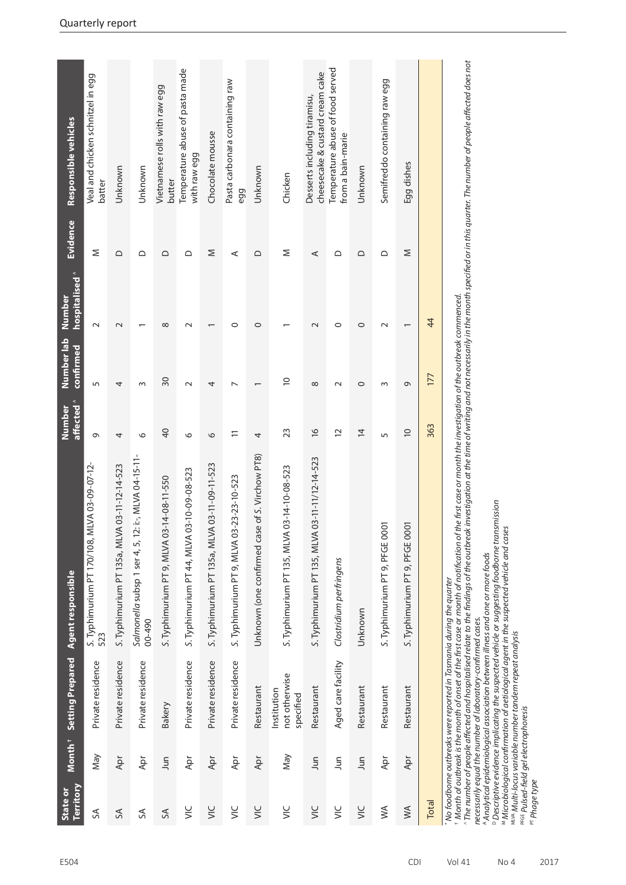| State or Territory | Month[†] | Setting Prepared | Agent responsible | Number affected[^] | Number lab confirmed | Number hospitalised[^] | Evidence | Responsible vehicles |
|---|---|---|---|---|---|---|---|---|
| SA | May | Private residence | *S.* Typhimurium PT 170/108, MLVA 03-09-07-12-523 | 9 | 5 | 2 | M | Veal and chicken schnitzel in egg batter |
| SA | Apr | Private residence | *S.* Typhimurium PT 135a, MLVA 03-11-12-14-523 | 4 | 4 | 2 | D | Unknown |
| SA | Apr | Private residence | *Salmonella* subsp 1 ser 4, 5, 12: i:-, MLVA 04-15-11-00-490 | 6 | 3 | 1 | D | Unknown |
| SA | Jun | Bakery | *S.* Typhimurium PT 9, MLVA 03-14-08-11-550 | 40 | 30 | 8 | D | Vietnamese rolls with raw egg butter |
| VIC | Apr | Private residence | *S.* Typhimurium PT 44, MLVA 03-10-09-08-523 | 6 | 2 | 2 | D | Temperature abuse of pasta made with raw egg |
| VIC | Apr | Private residence | *S.* Typhimurium PT 135a, MLVA 03-11-09-11-523 | 6 | 4 | 1 | M | Chocolate mousse |
| VIC | Apr | Private residence | *S.* Typhimurium PT 9, MLVA 03-23-23-10-523 | 11 | 7 | 0 | A | Pasta carbonara containing raw egg |
| VIC | Apr | Restaurant | Unknown (one confirmed case of *S.* Virchow PT8) | 4 | 1 | 0 | D | Unknown |
| VIC | May | Institution not otherwise specified | *S.* Typhimurium PT 135, MLVA 03-14-10-08-523 | 23 | 10 | 1 | M | Chicken |
| VIC | Jun | Restaurant | *S.* Typhimurium PT 135, MLVA 03-11-11/12-14-523 | 16 | 8 | 2 | A | Desserts including tiramisu, cheesecake & custard cream cake |
| VIC | Jun | Aged care facility | *Clostridium perfringens* | 12 | 2 | 0 | D | Temperature abuse of food served from a bain-marie |
| VIC | Jun | Restaurant | Unknown | 14 | 0 | 0 | D | Unknown |
| WA | Apr | Restaurant | *S.* Typhimurium PT 9, PFGE 0001 | 5 | 3 | 2 | D | Semifreddo containing raw egg |
| WA | Apr | Restaurant | *S.* Typhimurium PT 9, PFGE 0001 | 10 | 9 | 1 | M | Egg dishes |
| Total | | | | 363 | 177 | 44 | | |

*\* No foodborne outbreaks were reported in Tasmania during the quarter*

*† Month of outbreak is the month of onset of the first case or month of notification of the first case or month the investigation of the outbreak commenced.*

*^ The number of people affected and hospitalised relate to the findings of the outbreak investigation at the time of writing and not necessarily in the month specified or in this quarter. The number of people affected does not necessarily equal the number of laboratory-confirmed cases.*

*[A] Analytical epidemiological association between illness and one or more foods*

*[D] Descriptive evidence implicating the suspected vehicle or suggesting foodborne transmission*

*[M] Microbiological confirmation of aetiological agent in the suspected vehicle and cases*

*[MLVA] Multi-locus variable number tandem repeat analysis*

*[PFGE] Pulsed-field gel electrophoresis*

*[PT] Phage type*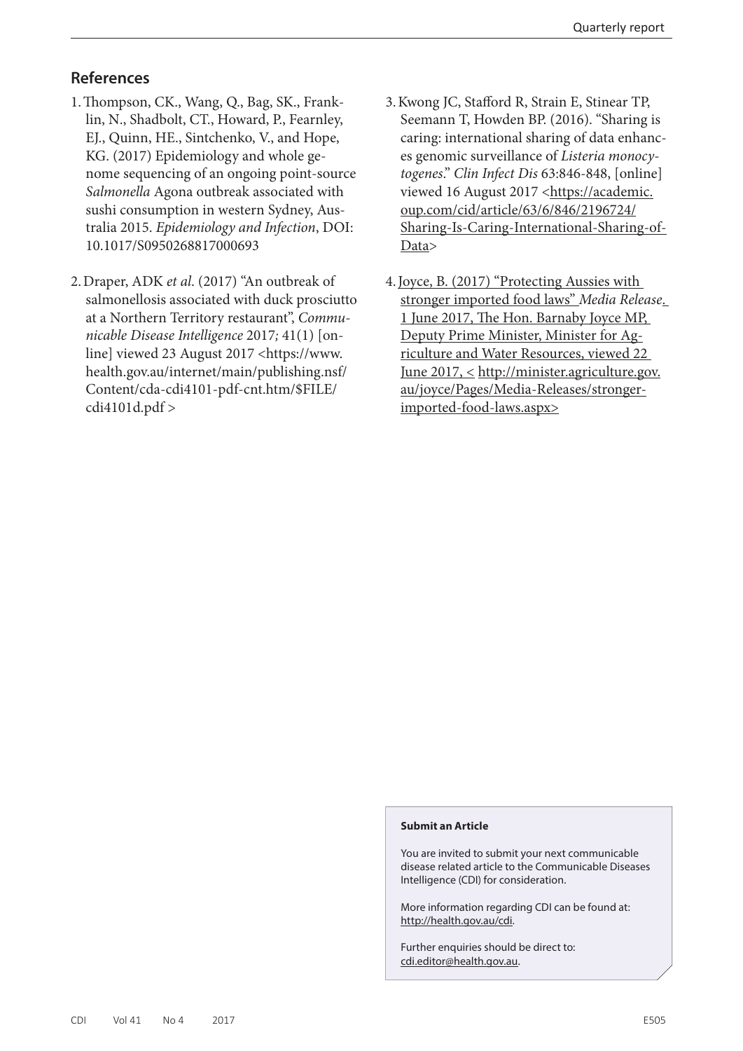## References

1. Thompson, CK., Wang, Q., Bag, SK., Franklin, N., Shadbolt, CT., Howard, P., Fearnley, EJ., Quinn, HE., Sintchenko, V., and Hope, KG. (2017) Epidemiology and whole genome sequencing of an ongoing point-source *Salmonella* Agona outbreak associated with sushi consumption in western Sydney, Australia 2015. *Epidemiology and Infection*, DOI: 10.1017/S0950268817000693

2. Draper, ADK *et al*. (2017) "An outbreak of salmonellosis associated with duck prosciutto at a Northern Territory restaurant", *Communicable Disease Intelligence* 2017*;* 41(1) [online] viewed 23 August 2017 <https://www.health.gov.au/internet/main/publishing.nsf/Content/cda-cdi4101-pdf-cnt.htm/$FILE/cdi4101d.pdf >

3. Kwong JC, Stafford R, Strain E, Stinear TP, Seemann T, Howden BP. (2016). "Sharing is caring: international sharing of data enhances genomic surveillance of *Listeria monocytogenes*." *Clin Infect Dis* 63:846-848, [online] viewed 16 August 2017 <https://academic.oup.com/cid/article/63/6/846/2196724/Sharing-Is-Caring-International-Sharing-of-Data>

4. Joyce, B. (2017) "Protecting Aussies with stronger imported food laws" *Media Release*. 1 June 2017, The Hon. Barnaby Joyce MP, Deputy Prime Minister, Minister for Agriculture and Water Resources, viewed 22 June 2017, < http://minister.agriculture.gov.au/joyce/Pages/Media-Releases/stronger-imported-food-laws.aspx>

**Submit an Article**

You are invited to submit your next communicable disease related article to the Communicable Diseases Intelligence (CDI) for consideration.

More information regarding CDI can be found at: http://health.gov.au/cdi.

Further enquiries should be direct to: cdi.editor@health.gov.au.